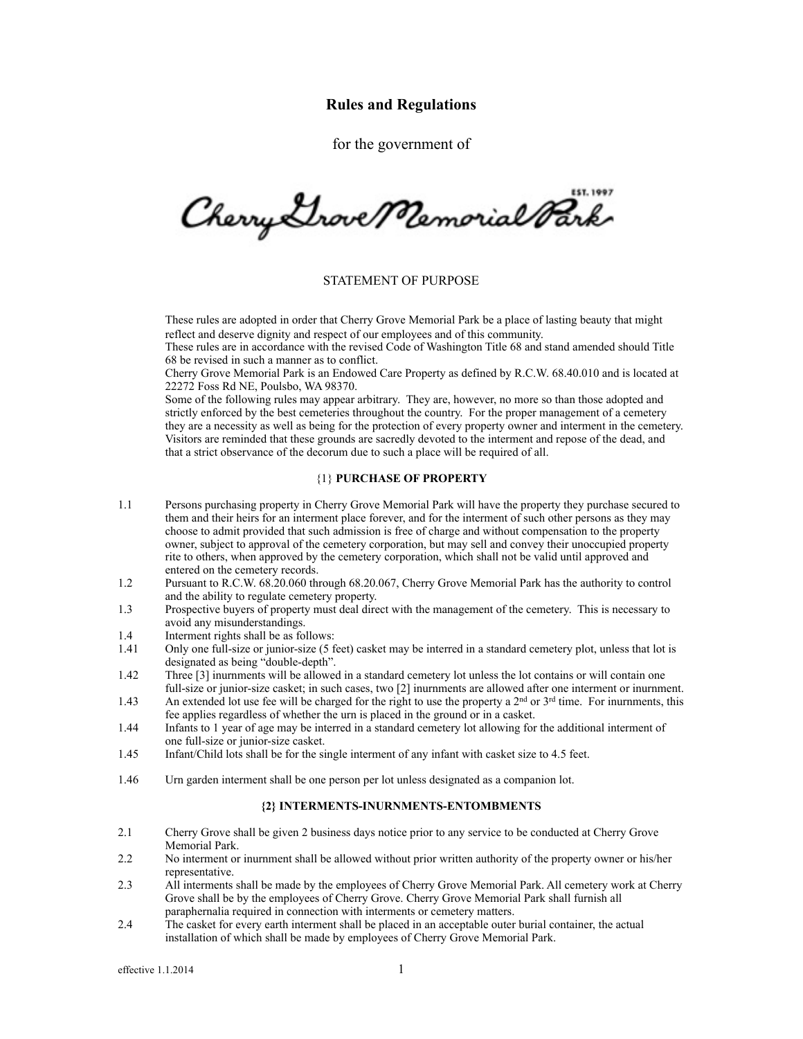# Rules and Regulations

for the government of

Cherry Grove Memorial Park

EST. 1997

## STATEMENT OF PURPOSE

These rules are adopted in order that Cherry Grove Memorial Park be a place of lasting beauty that might reflect and deserve dignity and respect of our employees and of this community.
These rules are in accordance with the revised Code of Washington Title 68 and stand amended should Title 68 be revised in such a manner as to conflict.
Cherry Grove Memorial Park is an Endowed Care Property as defined by R.C.W. 68.40.010 and is located at 22272 Foss Rd NE, Poulsbo, WA 98370.
Some of the following rules may appear arbitrary. They are, however, no more so than those adopted and strictly enforced by the best cemeteries throughout the country. For the proper management of a cemetery they are a necessity as well as being for the protection of every property owner and interment in the cemetery. Visitors are reminded that these grounds are sacredly devoted to the interment and repose of the dead, and that a strict observance of the decorum due to such a place will be required of all.

### {1} PURCHASE OF PROPERTY

1.1 Persons purchasing property in Cherry Grove Memorial Park will have the property they purchase secured to them and their heirs for an interment place forever, and for the interment of such other persons as they may choose to admit provided that such admission is free of charge and without compensation to the property owner, subject to approval of the cemetery corporation, but may sell and convey their unoccupied property rite to others, when approved by the cemetery corporation, which shall not be valid until approved and entered on the cemetery records.

1.2 Pursuant to R.C.W. 68.20.060 through 68.20.067, Cherry Grove Memorial Park has the authority to control and the ability to regulate cemetery property.

1.3 Prospective buyers of property must deal direct with the management of the cemetery. This is necessary to avoid any misunderstandings.

1.4 Interment rights shall be as follows:

1.41 Only one full-size or junior-size (5 feet) casket may be interred in a standard cemetery plot, unless that lot is designated as being "double-depth".

1.42 Three [3] inurnments will be allowed in a standard cemetery lot unless the lot contains or will contain one full-size or junior-size casket; in such cases, two [2] inurnments are allowed after one interment or inurnment.

1.43 An extended lot use fee will be charged for the right to use the property a 2nd or 3rd time. For inurnments, this fee applies regardless of whether the urn is placed in the ground or in a casket.

1.44 Infants to 1 year of age may be interred in a standard cemetery lot allowing for the additional interment of one full-size or junior-size casket.

1.45 Infant/Child lots shall be for the single interment of any infant with casket size to 4.5 feet.

1.46 Urn garden interment shall be one person per lot unless designated as a companion lot.

### {2} INTERMENTS-INURNMENTS-ENTOMBMENTS

2.1 Cherry Grove shall be given 2 business days notice prior to any service to be conducted at Cherry Grove Memorial Park.

2.2 No interment or inurnment shall be allowed without prior written authority of the property owner or his/her representative.

2.3 All interments shall be made by the employees of Cherry Grove Memorial Park. All cemetery work at Cherry Grove shall be by the employees of Cherry Grove. Cherry Grove Memorial Park shall furnish all paraphernalia required in connection with interments or cemetery matters.

2.4 The casket for every earth interment shall be placed in an acceptable outer burial container, the actual installation of which shall be made by employees of Cherry Grove Memorial Park.

effective 1.1.2014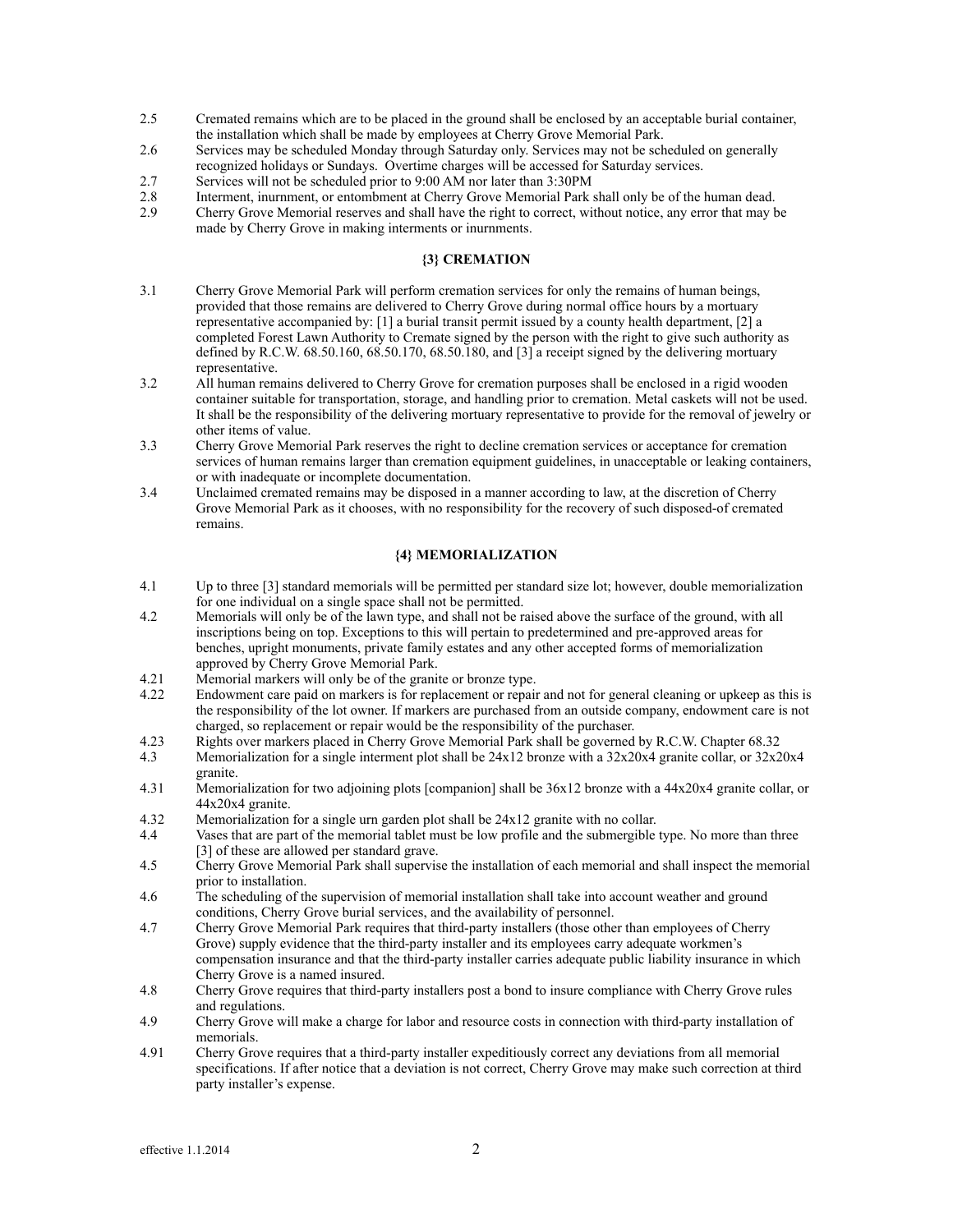2.5 Cremated remains which are to be placed in the ground shall be enclosed by an acceptable burial container, the installation which shall be made by employees at Cherry Grove Memorial Park.

2.6 Services may be scheduled Monday through Saturday only. Services may not be scheduled on generally recognized holidays or Sundays. Overtime charges will be accessed for Saturday services.

2.7 Services will not be scheduled prior to 9:00 AM nor later than 3:30PM

2.8 Interment, inurnment, or entombment at Cherry Grove Memorial Park shall only be of the human dead.

2.9 Cherry Grove Memorial reserves and shall have the right to correct, without notice, any error that may be made by Cherry Grove in making interments or inurnments.

**{3} CREMATION**

3.1 Cherry Grove Memorial Park will perform cremation services for only the remains of human beings, provided that those remains are delivered to Cherry Grove during normal office hours by a mortuary representative accompanied by: [1] a burial transit permit issued by a county health department, [2] a completed Forest Lawn Authority to Cremate signed by the person with the right to give such authority as defined by R.C.W. 68.50.160, 68.50.170, 68.50.180, and [3] a receipt signed by the delivering mortuary representative.

3.2 All human remains delivered to Cherry Grove for cremation purposes shall be enclosed in a rigid wooden container suitable for transportation, storage, and handling prior to cremation. Metal caskets will not be used. It shall be the responsibility of the delivering mortuary representative to provide for the removal of jewelry or other items of value.

3.3 Cherry Grove Memorial Park reserves the right to decline cremation services or acceptance for cremation services of human remains larger than cremation equipment guidelines, in unacceptable or leaking containers, or with inadequate or incomplete documentation.

3.4 Unclaimed cremated remains may be disposed in a manner according to law, at the discretion of Cherry Grove Memorial Park as it chooses, with no responsibility for the recovery of such disposed-of cremated remains.

**{4} MEMORIALIZATION**

4.1 Up to three [3] standard memorials will be permitted per standard size lot; however, double memorialization for one individual on a single space shall not be permitted.

4.2 Memorials will only be of the lawn type, and shall not be raised above the surface of the ground, with all inscriptions being on top. Exceptions to this will pertain to predetermined and pre-approved areas for benches, upright monuments, private family estates and any other accepted forms of memorialization approved by Cherry Grove Memorial Park.

4.21 Memorial markers will only be of the granite or bronze type.

4.22 Endowment care paid on markers is for replacement or repair and not for general cleaning or upkeep as this is the responsibility of the lot owner. If markers are purchased from an outside company, endowment care is not charged, so replacement or repair would be the responsibility of the purchaser.

4.23 Rights over markers placed in Cherry Grove Memorial Park shall be governed by R.C.W. Chapter 68.32

4.3 Memorialization for a single interment plot shall be 24x12 bronze with a 32x20x4 granite collar, or 32x20x4 granite.

4.31 Memorialization for two adjoining plots [companion] shall be 36x12 bronze with a 44x20x4 granite collar, or 44x20x4 granite.

4.32 Memorialization for a single urn garden plot shall be 24x12 granite with no collar.

4.4 Vases that are part of the memorial tablet must be low profile and the submergible type. No more than three [3] of these are allowed per standard grave.

4.5 Cherry Grove Memorial Park shall supervise the installation of each memorial and shall inspect the memorial prior to installation.

4.6 The scheduling of the supervision of memorial installation shall take into account weather and ground conditions, Cherry Grove burial services, and the availability of personnel.

4.7 Cherry Grove Memorial Park requires that third-party installers (those other than employees of Cherry Grove) supply evidence that the third-party installer and its employees carry adequate workmen's compensation insurance and that the third-party installer carries adequate public liability insurance in which Cherry Grove is a named insured.

4.8 Cherry Grove requires that third-party installers post a bond to insure compliance with Cherry Grove rules and regulations.

4.9 Cherry Grove will make a charge for labor and resource costs in connection with third-party installation of memorials.

4.91 Cherry Grove requires that a third-party installer expeditiously correct any deviations from all memorial specifications. If after notice that a deviation is not correct, Cherry Grove may make such correction at third party installer's expense.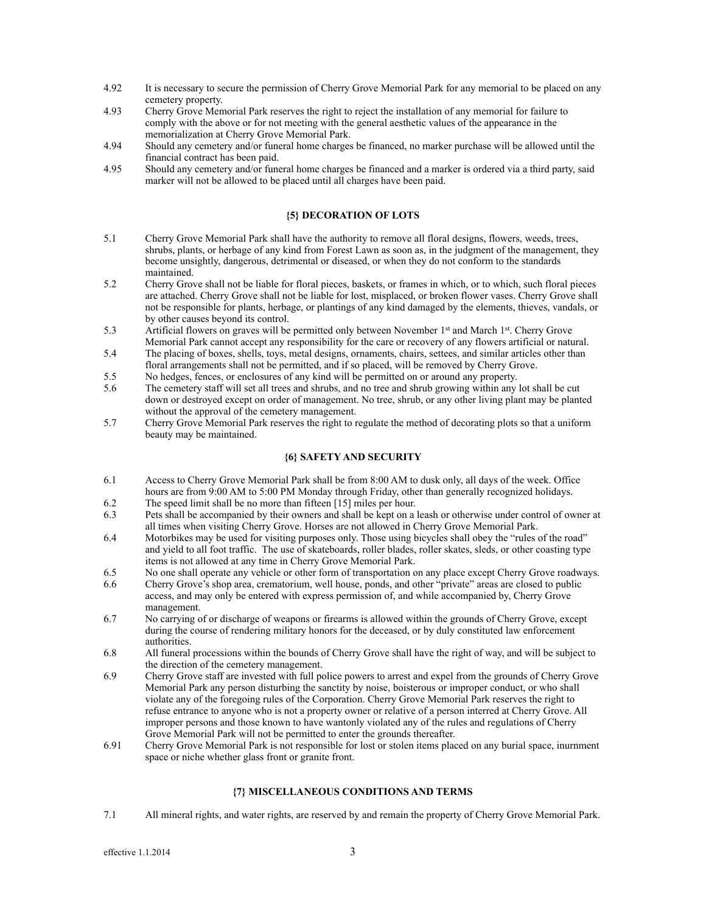4.92 It is necessary to secure the permission of Cherry Grove Memorial Park for any memorial to be placed on any cemetery property.

4.93 Cherry Grove Memorial Park reserves the right to reject the installation of any memorial for failure to comply with the above or for not meeting with the general aesthetic values of the appearance in the memorialization at Cherry Grove Memorial Park.

4.94 Should any cemetery and/or funeral home charges be financed, no marker purchase will be allowed until the financial contract has been paid.

4.95 Should any cemetery and/or funeral home charges be financed and a marker is ordered via a third party, said marker will not be allowed to be placed until all charges have been paid.

### {5} DECORATION OF LOTS

5.1 Cherry Grove Memorial Park shall have the authority to remove all floral designs, flowers, weeds, trees, shrubs, plants, or herbage of any kind from Forest Lawn as soon as, in the judgment of the management, they become unsightly, dangerous, detrimental or diseased, or when they do not conform to the standards maintained.

5.2 Cherry Grove shall not be liable for floral pieces, baskets, or frames in which, or to which, such floral pieces are attached. Cherry Grove shall not be liable for lost, misplaced, or broken flower vases. Cherry Grove shall not be responsible for plants, herbage, or plantings of any kind damaged by the elements, thieves, vandals, or by other causes beyond its control.

5.3 Artificial flowers on graves will be permitted only between November 1st and March 1st. Cherry Grove Memorial Park cannot accept any responsibility for the care or recovery of any flowers artificial or natural.

5.4 The placing of boxes, shells, toys, metal designs, ornaments, chairs, settees, and similar articles other than floral arrangements shall not be permitted, and if so placed, will be removed by Cherry Grove.

5.5 No hedges, fences, or enclosures of any kind will be permitted on or around any property.

5.6 The cemetery staff will set all trees and shrubs, and no tree and shrub growing within any lot shall be cut down or destroyed except on order of management. No tree, shrub, or any other living plant may be planted without the approval of the cemetery management.

5.7 Cherry Grove Memorial Park reserves the right to regulate the method of decorating plots so that a uniform beauty may be maintained.

### {6} SAFETY AND SECURITY

6.1 Access to Cherry Grove Memorial Park shall be from 8:00 AM to dusk only, all days of the week. Office hours are from 9:00 AM to 5:00 PM Monday through Friday, other than generally recognized holidays.

6.2 The speed limit shall be no more than fifteen [15] miles per hour.

6.3 Pets shall be accompanied by their owners and shall be kept on a leash or otherwise under control of owner at all times when visiting Cherry Grove. Horses are not allowed in Cherry Grove Memorial Park.

6.4 Motorbikes may be used for visiting purposes only. Those using bicycles shall obey the "rules of the road" and yield to all foot traffic. The use of skateboards, roller blades, roller skates, sleds, or other coasting type items is not allowed at any time in Cherry Grove Memorial Park.

6.5 No one shall operate any vehicle or other form of transportation on any place except Cherry Grove roadways.

6.6 Cherry Grove's shop area, crematorium, well house, ponds, and other "private" areas are closed to public access, and may only be entered with express permission of, and while accompanied by, Cherry Grove management.

6.7 No carrying of or discharge of weapons or firearms is allowed within the grounds of Cherry Grove, except during the course of rendering military honors for the deceased, or by duly constituted law enforcement authorities.

6.8 All funeral processions within the bounds of Cherry Grove shall have the right of way, and will be subject to the direction of the cemetery management.

6.9 Cherry Grove staff are invested with full police powers to arrest and expel from the grounds of Cherry Grove Memorial Park any person disturbing the sanctity by noise, boisterous or improper conduct, or who shall violate any of the foregoing rules of the Corporation. Cherry Grove Memorial Park reserves the right to refuse entrance to anyone who is not a property owner or relative of a person interred at Cherry Grove. All improper persons and those known to have wantonly violated any of the rules and regulations of Cherry Grove Memorial Park will not be permitted to enter the grounds thereafter.

6.91 Cherry Grove Memorial Park is not responsible for lost or stolen items placed on any burial space, inurnment space or niche whether glass front or granite front.

### {7} MISCELLANEOUS CONDITIONS AND TERMS

7.1 All mineral rights, and water rights, are reserved by and remain the property of Cherry Grove Memorial Park.

effective 1.1.2014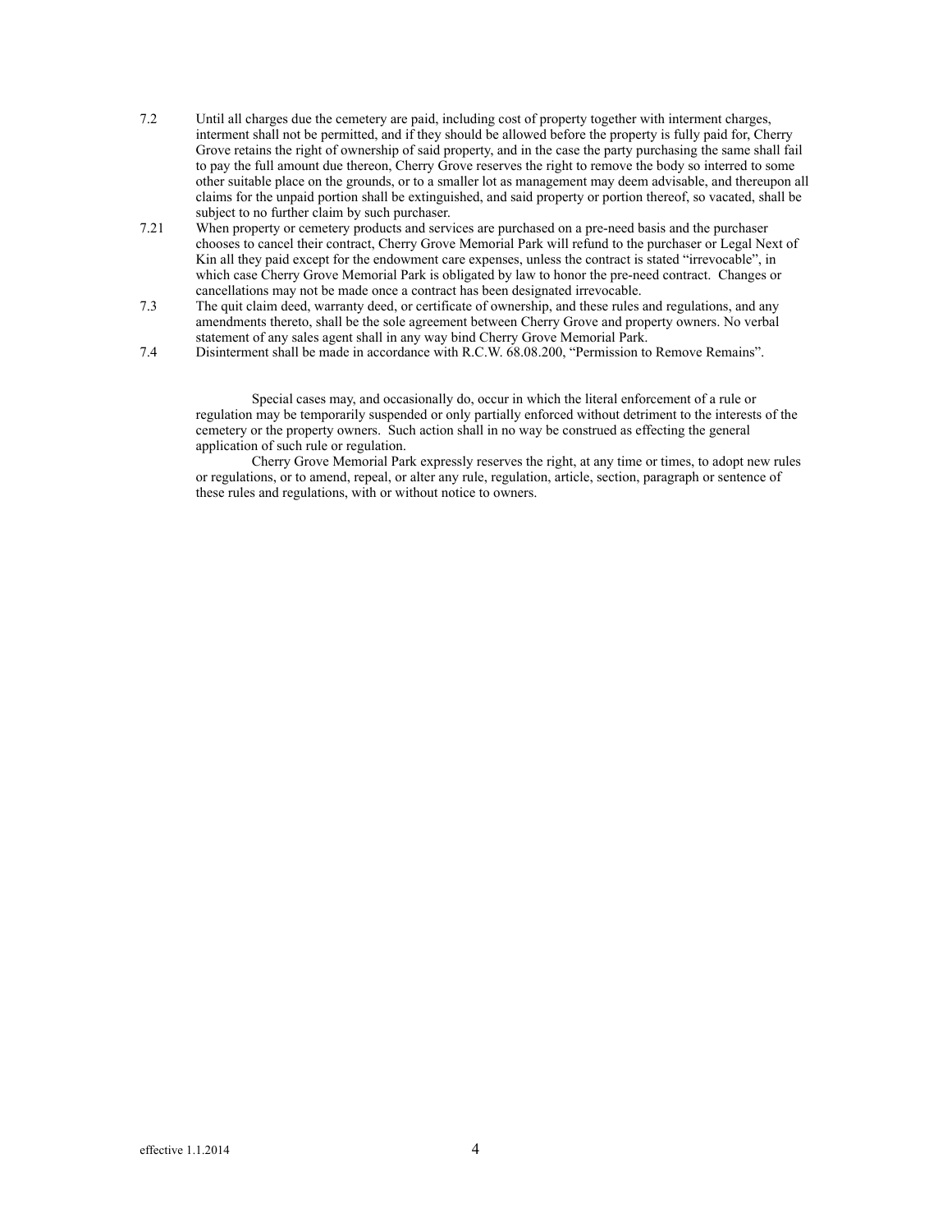7.2 Until all charges due the cemetery are paid, including cost of property together with interment charges, interment shall not be permitted, and if they should be allowed before the property is fully paid for, Cherry Grove retains the right of ownership of said property, and in the case the party purchasing the same shall fail to pay the full amount due thereon, Cherry Grove reserves the right to remove the body so interred to some other suitable place on the grounds, or to a smaller lot as management may deem advisable, and thereupon all claims for the unpaid portion shall be extinguished, and said property or portion thereof, so vacated, shall be subject to no further claim by such purchaser.

7.21 When property or cemetery products and services are purchased on a pre-need basis and the purchaser chooses to cancel their contract, Cherry Grove Memorial Park will refund to the purchaser or Legal Next of Kin all they paid except for the endowment care expenses, unless the contract is stated "irrevocable", in which case Cherry Grove Memorial Park is obligated by law to honor the pre-need contract. Changes or cancellations may not be made once a contract has been designated irrevocable.

7.3 The quit claim deed, warranty deed, or certificate of ownership, and these rules and regulations, and any amendments thereto, shall be the sole agreement between Cherry Grove and property owners. No verbal statement of any sales agent shall in any way bind Cherry Grove Memorial Park.

7.4 Disinterment shall be made in accordance with R.C.W. 68.08.200, "Permission to Remove Remains".

Special cases may, and occasionally do, occur in which the literal enforcement of a rule or regulation may be temporarily suspended or only partially enforced without detriment to the interests of the cemetery or the property owners. Such action shall in no way be construed as effecting the general application of such rule or regulation.

Cherry Grove Memorial Park expressly reserves the right, at any time or times, to adopt new rules or regulations, or to amend, repeal, or alter any rule, regulation, article, section, paragraph or sentence of these rules and regulations, with or without notice to owners.

effective 1.1.2014